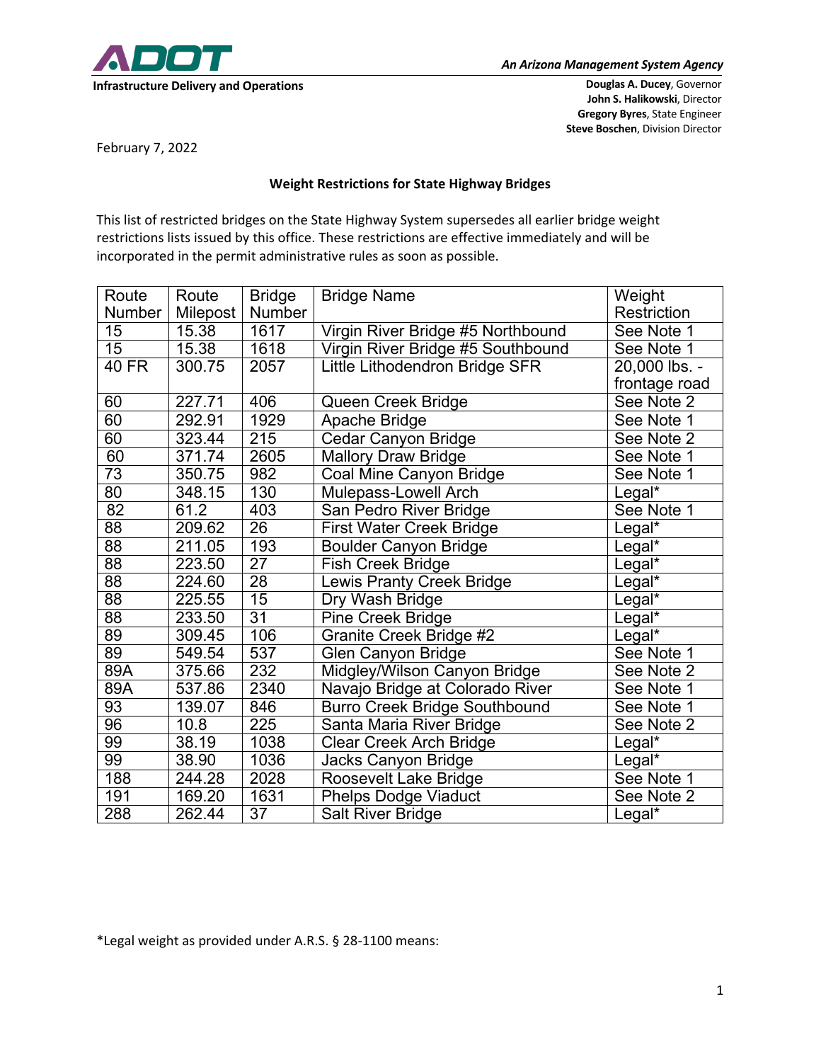ADOT

Infrastructure Delivery and Operations

*An Arizona Management System Agency*

**Douglas A. Ducey**, Governor
**John S. Halikowski**, Director
**Gregory Byres**, State Engineer
**Steve Boschen**, Division Director

February 7, 2022

**Weight Restrictions for State Highway Bridges**

This list of restricted bridges on the State Highway System supersedes all earlier bridge weight restrictions lists issued by this office. These restrictions are effective immediately and will be incorporated in the permit administrative rules as soon as possible.

| Route Number | Route Milepost | Bridge Number | Bridge Name | Weight Restriction |
|---|---|---|---|---|
| 15 | 15.38 | 1617 | Virgin River Bridge #5 Northbound | See Note 1 |
| 15 | 15.38 | 1618 | Virgin River Bridge #5 Southbound | See Note 1 |
| 40 FR | 300.75 | 2057 | Little Lithodendron Bridge SFR | 20,000 lbs. - frontage road |
| 60 | 227.71 | 406 | Queen Creek Bridge | See Note 2 |
| 60 | 292.91 | 1929 | Apache Bridge | See Note 1 |
| 60 | 323.44 | 215 | Cedar Canyon Bridge | See Note 2 |
| 60 | 371.74 | 2605 | Mallory Draw Bridge | See Note 1 |
| 73 | 350.75 | 982 | Coal Mine Canyon Bridge | See Note 1 |
| 80 | 348.15 | 130 | Mulepass-Lowell Arch | Legal* |
| 82 | 61.2 | 403 | San Pedro River Bridge | See Note 1 |
| 88 | 209.62 | 26 | First Water Creek Bridge | Legal* |
| 88 | 211.05 | 193 | Boulder Canyon Bridge | Legal* |
| 88 | 223.50 | 27 | Fish Creek Bridge | Legal* |
| 88 | 224.60 | 28 | Lewis Pranty Creek Bridge | Legal* |
| 88 | 225.55 | 15 | Dry Wash Bridge | Legal* |
| 88 | 233.50 | 31 | Pine Creek Bridge | Legal* |
| 89 | 309.45 | 106 | Granite Creek Bridge #2 | Legal* |
| 89 | 549.54 | 537 | Glen Canyon Bridge | See Note 1 |
| 89A | 375.66 | 232 | Midgley/Wilson Canyon Bridge | See Note 2 |
| 89A | 537.86 | 2340 | Navajo Bridge at Colorado River | See Note 1 |
| 93 | 139.07 | 846 | Burro Creek Bridge Southbound | See Note 1 |
| 96 | 10.8 | 225 | Santa Maria River Bridge | See Note 2 |
| 99 | 38.19 | 1038 | Clear Creek Arch Bridge | Legal* |
| 99 | 38.90 | 1036 | Jacks Canyon Bridge | Legal* |
| 188 | 244.28 | 2028 | Roosevelt Lake Bridge | See Note 1 |
| 191 | 169.20 | 1631 | Phelps Dodge Viaduct | See Note 2 |
| 288 | 262.44 | 37 | Salt River Bridge | Legal* |

*Legal weight as provided under A.R.S. § 28-1100 means: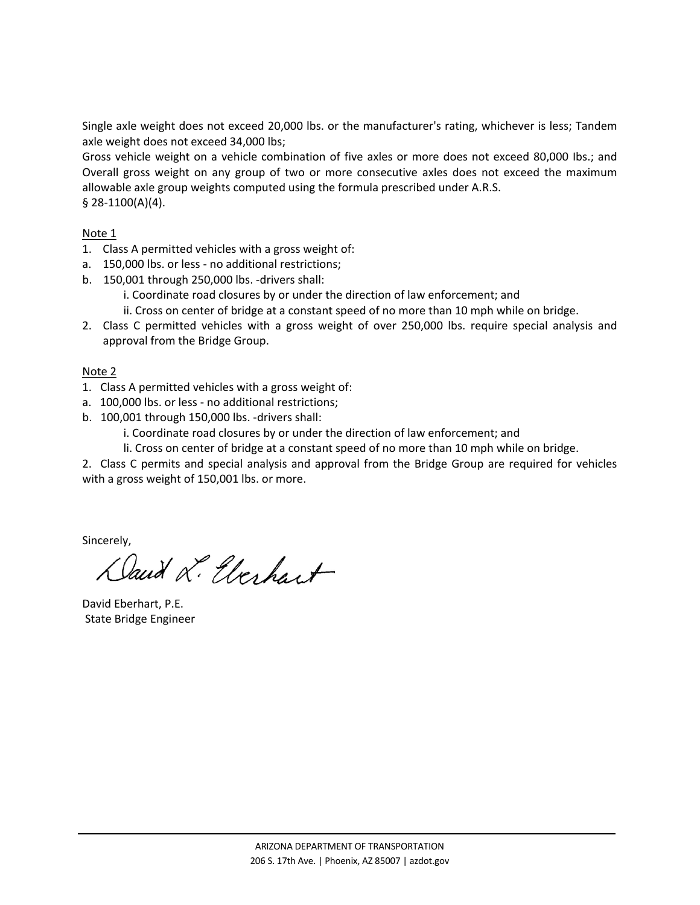Single axle weight does not exceed 20,000 lbs. or the manufacturer's rating, whichever is less; Tandem axle weight does not exceed 34,000 lbs;

Gross vehicle weight on a vehicle combination of five axles or more does not exceed 80,000 Ibs.; and Overall gross weight on any group of two or more consecutive axles does not exceed the maximum allowable axle group weights computed using the formula prescribed under A.R.S.
§ 28-1100(A)(4).

Note 1

1. Class A permitted vehicles with a gross weight of:
a. 150,000 lbs. or less - no additional restrictions;
b. 150,001 through 250,000 lbs. -drivers shall:
   i. Coordinate road closures by or under the direction of law enforcement; and
   ii. Cross on center of bridge at a constant speed of no more than 10 mph while on bridge.
2. Class C permitted vehicles with a gross weight of over 250,000 lbs. require special analysis and approval from the Bridge Group.

Note 2

1. Class A permitted vehicles with a gross weight of:
a. 100,000 lbs. or less - no additional restrictions;
b. 100,001 through 150,000 lbs. -drivers shall:
   i. Coordinate road closures by or under the direction of law enforcement; and
   Ii. Cross on center of bridge at a constant speed of no more than 10 mph while on bridge.

2. Class C permits and special analysis and approval from the Bridge Group are required for vehicles with a gross weight of 150,001 lbs. or more.

Sincerely,

David L. Eberhart

David Eberhart, P.E.
State Bridge Engineer

ARIZONA DEPARTMENT OF TRANSPORTATION
206 S. 17th Ave. | Phoenix, AZ 85007 | azdot.gov